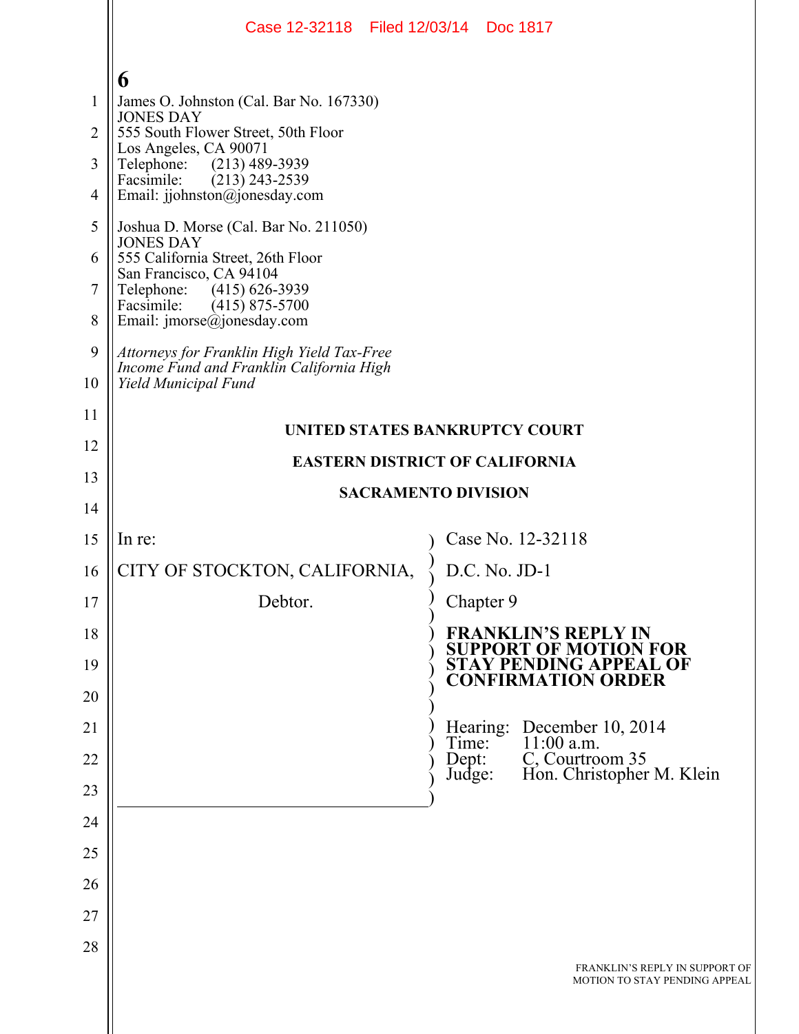Case 12-32118 Filed 12/03/14 Doc 1817

**6**

James O. Johnston (Cal. Bar No. 167330)
JONES DAY
555 South Flower Street, 50th Floor
Los Angeles, CA 90071
Telephone: (213) 489-3939
Facsimile: (213) 243-2539
Email: jjohnston@jonesday.com

Joshua D. Morse (Cal. Bar No. 211050)
JONES DAY
555 California Street, 26th Floor
San Francisco, CA 94104
Telephone: (415) 626-3939
Facsimile: (415) 875-5700
Email: jmorse@jonesday.com

*Attorneys for Franklin High Yield Tax-Free Income Fund and Franklin California High Yield Municipal Fund*

**UNITED STATES BANKRUPTCY COURT**

**EASTERN DISTRICT OF CALIFORNIA**

**SACRAMENTO DIVISION**

| | |
|---|---|
| In re:<br><br>CITY OF STOCKTON, CALIFORNIA,<br><br>Debtor. | Case No. 12-32118<br><br>D.C. No. JD-1<br><br>Chapter 9<br><br>**FRANKLIN'S REPLY IN SUPPORT OF MOTION FOR STAY PENDING APPEAL OF CONFIRMATION ORDER**<br><br>Hearing: December 10, 2014<br>Time: 11:00 a.m.<br>Dept: C, Courtroom 35<br>Judge: Hon. Christopher M. Klein |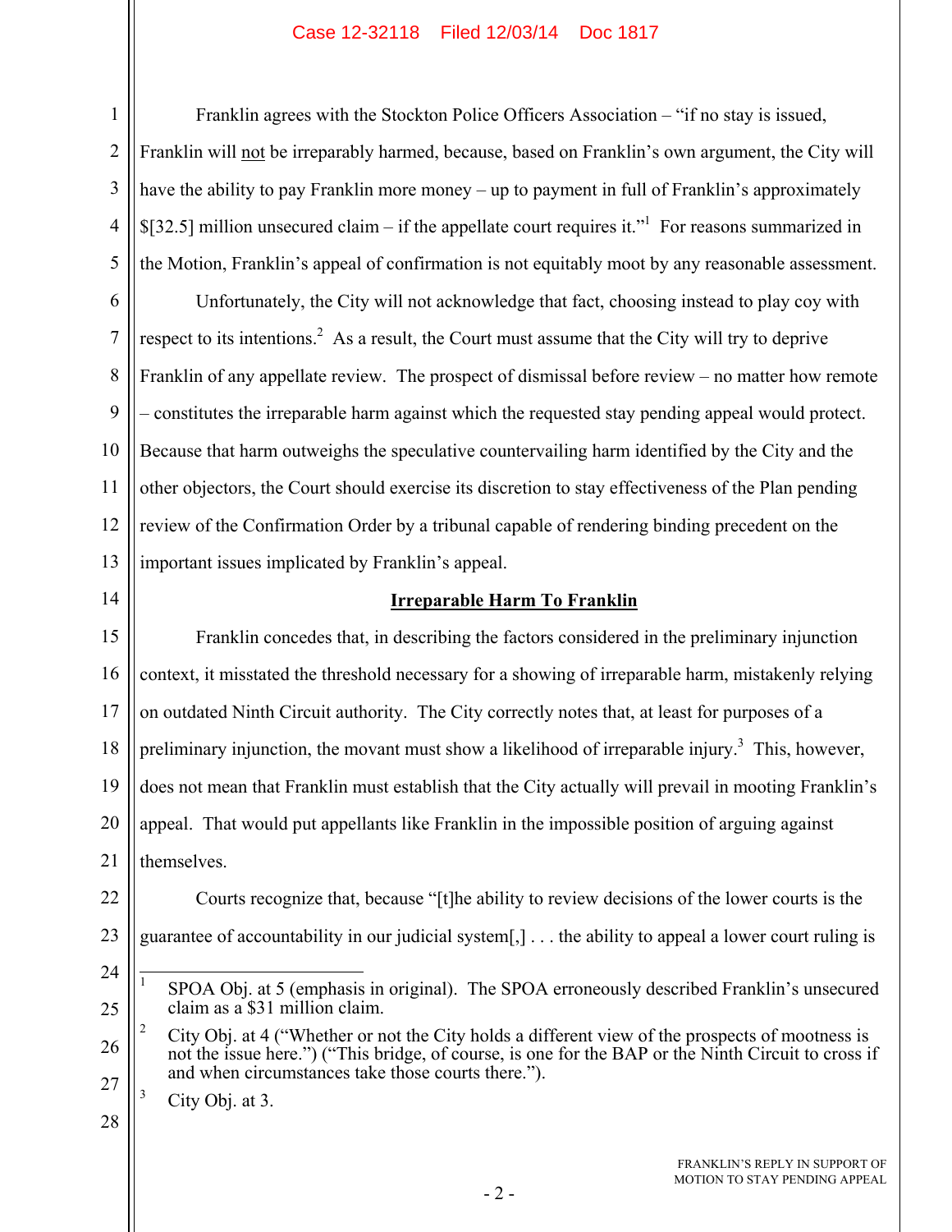Franklin agrees with the Stockton Police Officers Association – "if no stay is issued, Franklin will not be irreparably harmed, because, based on Franklin's own argument, the City will have the ability to pay Franklin more money – up to payment in full of Franklin's approximately $[32.5] million unsecured claim – if the appellate court requires it."[1] For reasons summarized in the Motion, Franklin's appeal of confirmation is not equitably moot by any reasonable assessment.

Unfortunately, the City will not acknowledge that fact, choosing instead to play coy with respect to its intentions.[2] As a result, the Court must assume that the City will try to deprive Franklin of any appellate review. The prospect of dismissal before review – no matter how remote – constitutes the irreparable harm against which the requested stay pending appeal would protect. Because that harm outweighs the speculative countervailing harm identified by the City and the other objectors, the Court should exercise its discretion to stay effectiveness of the Plan pending review of the Confirmation Order by a tribunal capable of rendering binding precedent on the important issues implicated by Franklin's appeal.

## Irreparable Harm To Franklin

Franklin concedes that, in describing the factors considered in the preliminary injunction context, it misstated the threshold necessary for a showing of irreparable harm, mistakenly relying on outdated Ninth Circuit authority. The City correctly notes that, at least for purposes of a preliminary injunction, the movant must show a likelihood of irreparable injury.[3] This, however, does not mean that Franklin must establish that the City actually will prevail in mooting Franklin's appeal. That would put appellants like Franklin in the impossible position of arguing against themselves.

Courts recognize that, because "[t]he ability to review decisions of the lower courts is the guarantee of accountability in our judicial system[,] . . . the ability to appeal a lower court ruling is

---

[1] SPOA Obj. at 5 (emphasis in original). The SPOA erroneously described Franklin's unsecured claim as a $31 million claim.

[2] City Obj. at 4 ("Whether or not the City holds a different view of the prospects of mootness is not the issue here.") ("This bridge, of course, is one for the BAP or the Ninth Circuit to cross if and when circumstances take those courts there.").

[3] City Obj. at 3.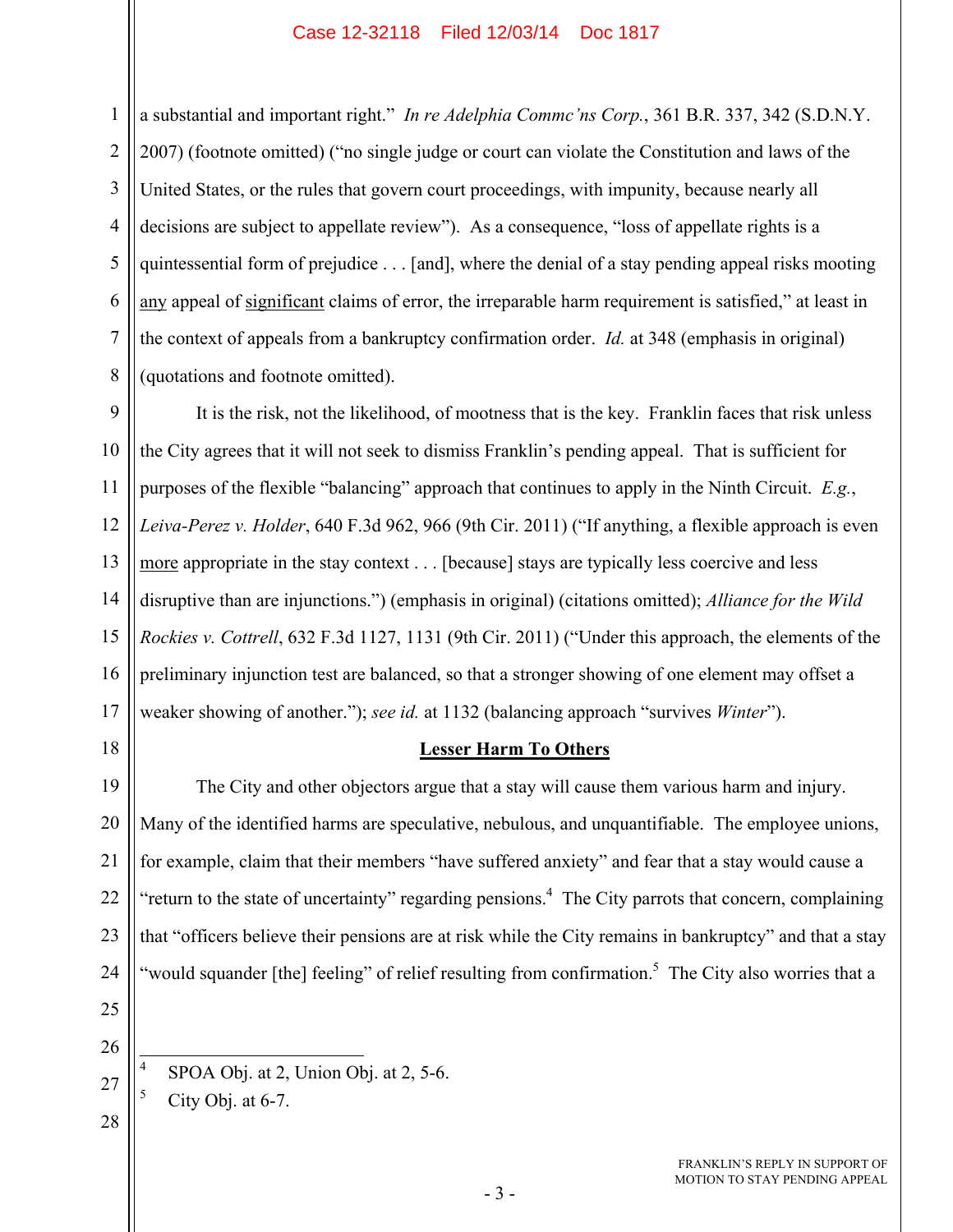a substantial and important right." *In re Adelphia Commc'ns Corp.*, 361 B.R. 337, 342 (S.D.N.Y. 2007) (footnote omitted) ("no single judge or court can violate the Constitution and laws of the United States, or the rules that govern court proceedings, with impunity, because nearly all decisions are subject to appellate review"). As a consequence, "loss of appellate rights is a quintessential form of prejudice . . . [and], where the denial of a stay pending appeal risks mooting any appeal of significant claims of error, the irreparable harm requirement is satisfied," at least in the context of appeals from a bankruptcy confirmation order. *Id.* at 348 (emphasis in original) (quotations and footnote omitted).

It is the risk, not the likelihood, of mootness that is the key. Franklin faces that risk unless the City agrees that it will not seek to dismiss Franklin's pending appeal. That is sufficient for purposes of the flexible "balancing" approach that continues to apply in the Ninth Circuit. *E.g.*, *Leiva-Perez v. Holder*, 640 F.3d 962, 966 (9th Cir. 2011) ("If anything, a flexible approach is even more appropriate in the stay context . . . [because] stays are typically less coercive and less disruptive than are injunctions.") (emphasis in original) (citations omitted); *Alliance for the Wild Rockies v. Cottrell*, 632 F.3d 1127, 1131 (9th Cir. 2011) ("Under this approach, the elements of the preliminary injunction test are balanced, so that a stronger showing of one element may offset a weaker showing of another."); *see id.* at 1132 (balancing approach "survives *Winter*").

**Lesser Harm To Others**

The City and other objectors argue that a stay will cause them various harm and injury. Many of the identified harms are speculative, nebulous, and unquantifiable. The employee unions, for example, claim that their members "have suffered anxiety" and fear that a stay would cause a "return to the state of uncertainty" regarding pensions.[4] The City parrots that concern, complaining that "officers believe their pensions are at risk while the City remains in bankruptcy" and that a stay "would squander [the] feeling" of relief resulting from confirmation.[5] The City also worries that a

---

[4] SPOA Obj. at 2, Union Obj. at 2, 5-6.

[5] City Obj. at 6-7.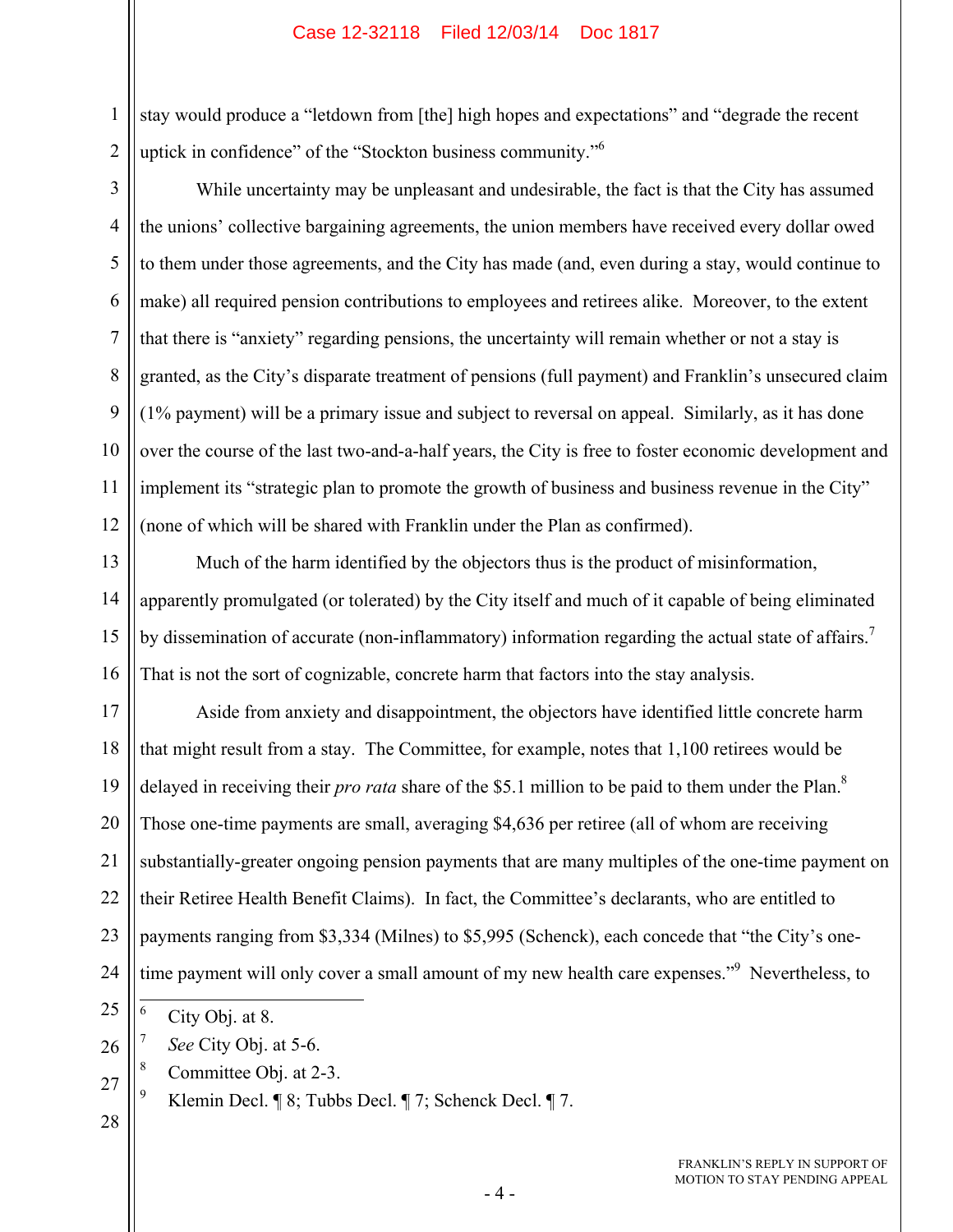stay would produce a "letdown from [the] high hopes and expectations" and "degrade the recent uptick in confidence" of the "Stockton business community."[6]

While uncertainty may be unpleasant and undesirable, the fact is that the City has assumed the unions' collective bargaining agreements, the union members have received every dollar owed to them under those agreements, and the City has made (and, even during a stay, would continue to make) all required pension contributions to employees and retirees alike. Moreover, to the extent that there is "anxiety" regarding pensions, the uncertainty will remain whether or not a stay is granted, as the City's disparate treatment of pensions (full payment) and Franklin's unsecured claim (1% payment) will be a primary issue and subject to reversal on appeal. Similarly, as it has done over the course of the last two-and-a-half years, the City is free to foster economic development and implement its "strategic plan to promote the growth of business and business revenue in the City" (none of which will be shared with Franklin under the Plan as confirmed).

Much of the harm identified by the objectors thus is the product of misinformation, apparently promulgated (or tolerated) by the City itself and much of it capable of being eliminated by dissemination of accurate (non-inflammatory) information regarding the actual state of affairs.[7] That is not the sort of cognizable, concrete harm that factors into the stay analysis.

Aside from anxiety and disappointment, the objectors have identified little concrete harm that might result from a stay. The Committee, for example, notes that 1,100 retirees would be delayed in receiving their *pro rata* share of the $5.1 million to be paid to them under the Plan.[8] Those one-time payments are small, averaging $4,636 per retiree (all of whom are receiving substantially-greater ongoing pension payments that are many multiples of the one-time payment on their Retiree Health Benefit Claims). In fact, the Committee's declarants, who are entitled to payments ranging from $3,334 (Milnes) to $5,995 (Schenck), each concede that "the City's one-time payment will only cover a small amount of my new health care expenses."[9] Nevertheless, to

---

[6] City Obj. at 8.

[7] *See* City Obj. at 5-6.

[8] Committee Obj. at 2-3.

[9] Klemin Decl. ¶ 8; Tubbs Decl. ¶ 7; Schenck Decl. ¶ 7.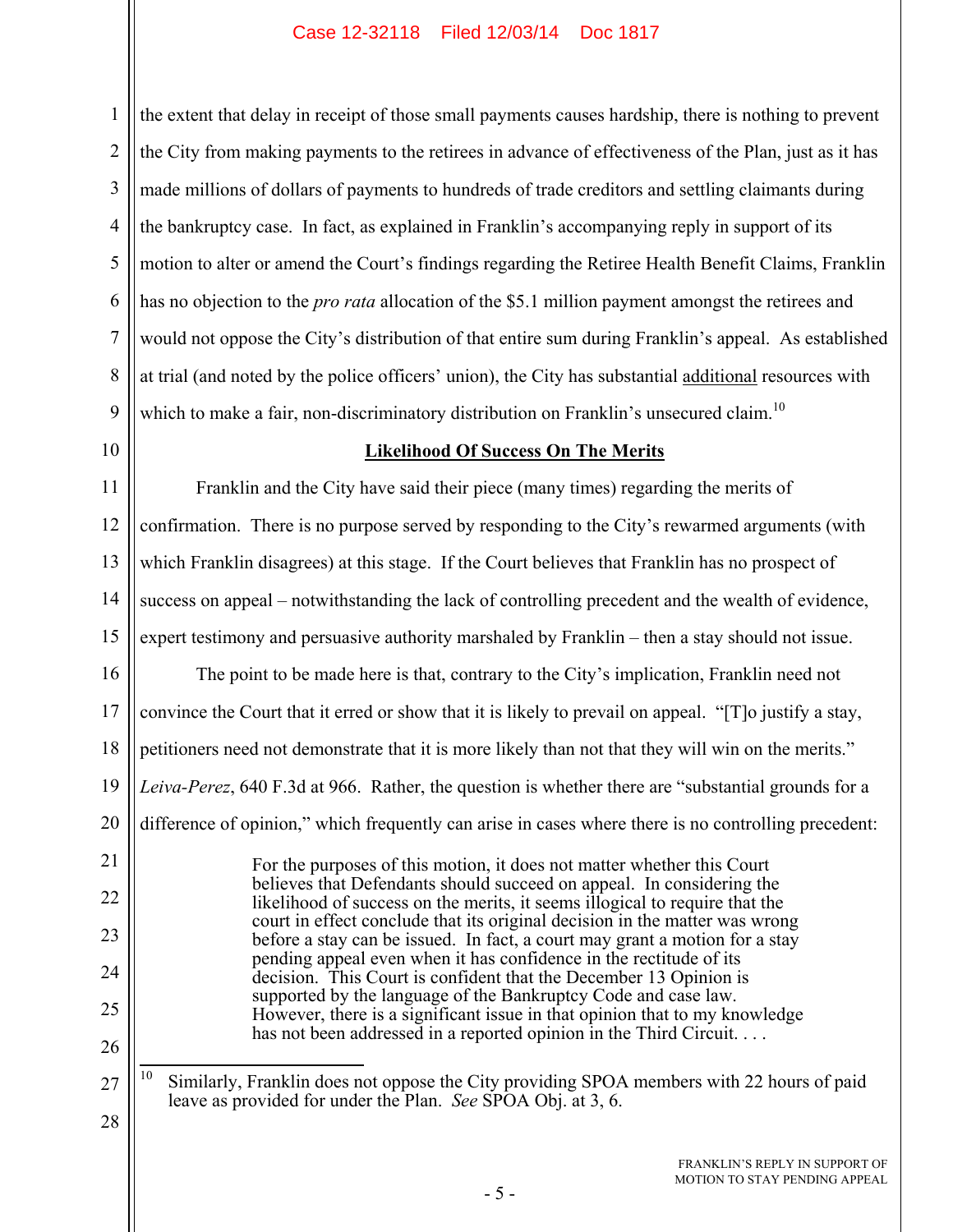the extent that delay in receipt of those small payments causes hardship, there is nothing to prevent the City from making payments to the retirees in advance of effectiveness of the Plan, just as it has made millions of dollars of payments to hundreds of trade creditors and settling claimants during the bankruptcy case. In fact, as explained in Franklin's accompanying reply in support of its motion to alter or amend the Court's findings regarding the Retiree Health Benefit Claims, Franklin has no objection to the *pro rata* allocation of the $5.1 million payment amongst the retirees and would not oppose the City's distribution of that entire sum during Franklin's appeal. As established at trial (and noted by the police officers' union), the City has substantial additional resources with which to make a fair, non-discriminatory distribution on Franklin's unsecured claim.[10]

**Likelihood Of Success On The Merits**

Franklin and the City have said their piece (many times) regarding the merits of confirmation. There is no purpose served by responding to the City's rewarmed arguments (with which Franklin disagrees) at this stage. If the Court believes that Franklin has no prospect of success on appeal – notwithstanding the lack of controlling precedent and the wealth of evidence, expert testimony and persuasive authority marshaled by Franklin – then a stay should not issue.

The point to be made here is that, contrary to the City's implication, Franklin need not convince the Court that it erred or show that it is likely to prevail on appeal. "[T]o justify a stay, petitioners need not demonstrate that it is more likely than not that they will win on the merits." *Leiva-Perez*, 640 F.3d at 966. Rather, the question is whether there are "substantial grounds for a difference of opinion," which frequently can arise in cases where there is no controlling precedent:

> For the purposes of this motion, it does not matter whether this Court believes that Defendants should succeed on appeal. In considering the likelihood of success on the merits, it seems illogical to require that the court in effect conclude that its original decision in the matter was wrong before a stay can be issued. In fact, a court may grant a motion for a stay pending appeal even when it has confidence in the rectitude of its decision. This Court is confident that the December 13 Opinion is supported by the language of the Bankruptcy Code and case law. However, there is a significant issue in that opinion that to my knowledge has not been addressed in a reported opinion in the Third Circuit. . . .

---

[10] Similarly, Franklin does not oppose the City providing SPOA members with 22 hours of paid leave as provided for under the Plan. *See* SPOA Obj. at 3, 6.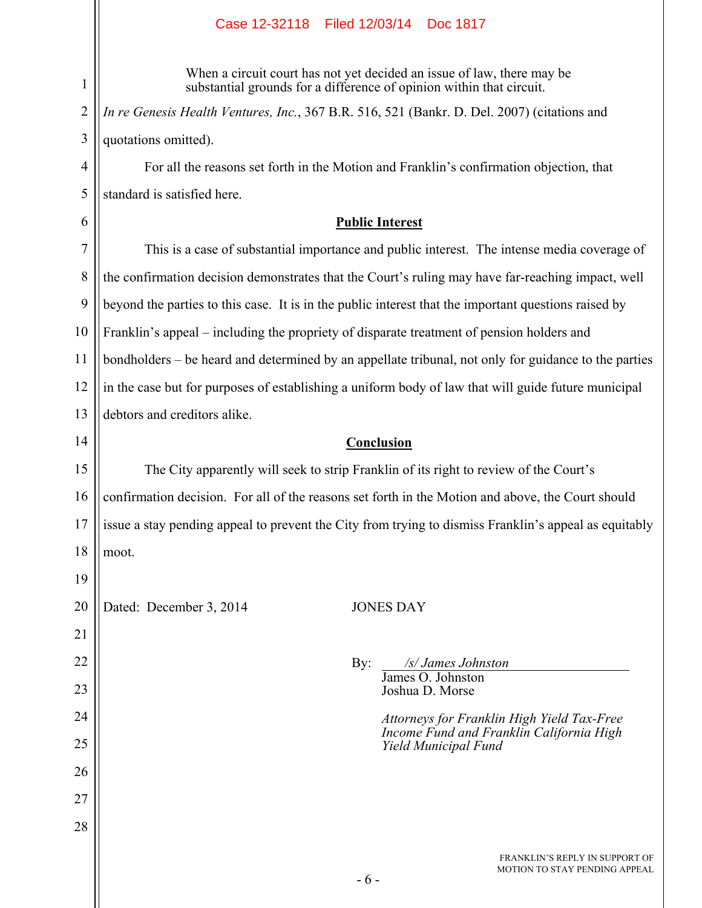> When a circuit court has not yet decided an issue of law, there may be substantial grounds for a difference of opinion within that circuit.

*In re Genesis Health Ventures, Inc.*, 367 B.R. 516, 521 (Bankr. D. Del. 2007) (citations and quotations omitted).

For all the reasons set forth in the Motion and Franklin's confirmation objection, that standard is satisfied here.

**Public Interest**

This is a case of substantial importance and public interest. The intense media coverage of the confirmation decision demonstrates that the Court's ruling may have far-reaching impact, well beyond the parties to this case. It is in the public interest that the important questions raised by Franklin's appeal – including the propriety of disparate treatment of pension holders and bondholders – be heard and determined by an appellate tribunal, not only for guidance to the parties in the case but for purposes of establishing a uniform body of law that will guide future municipal debtors and creditors alike.

**Conclusion**

The City apparently will seek to strip Franklin of its right to review of the Court's confirmation decision. For all of the reasons set forth in the Motion and above, the Court should issue a stay pending appeal to prevent the City from trying to dismiss Franklin's appeal as equitably moot.

Dated: December 3, 2014

JONES DAY

By: */s/ James Johnston*
James O. Johnston
Joshua D. Morse

*Attorneys for Franklin High Yield Tax-Free Income Fund and Franklin California High Yield Municipal Fund*